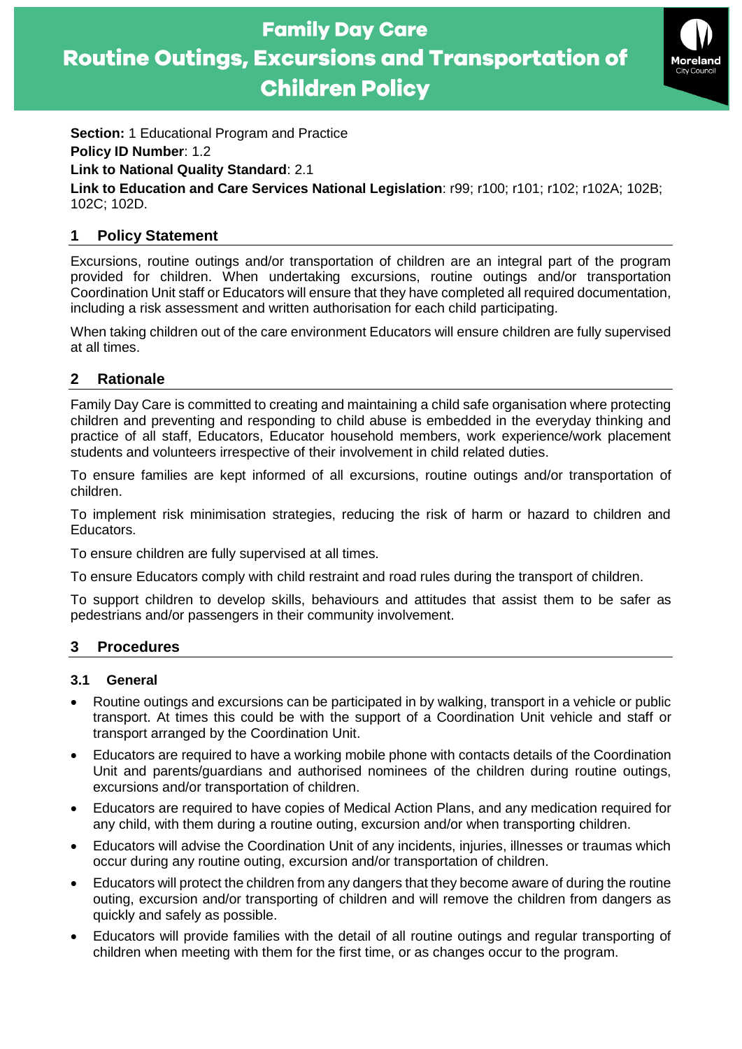# Family Day Care
# Routine Outings, Excursions and Transportation of Children Policy

**Section:** 1 Educational Program and Practice
**Policy ID Number**: 1.2
**Link to National Quality Standard**: 2.1
**Link to Education and Care Services National Legislation**: r99; r100; r101; r102; r102A; 102B; 102C; 102D.

## 1 Policy Statement

Excursions, routine outings and/or transportation of children are an integral part of the program provided for children. When undertaking excursions, routine outings and/or transportation Coordination Unit staff or Educators will ensure that they have completed all required documentation, including a risk assessment and written authorisation for each child participating.

When taking children out of the care environment Educators will ensure children are fully supervised at all times.

## 2 Rationale

Family Day Care is committed to creating and maintaining a child safe organisation where protecting children and preventing and responding to child abuse is embedded in the everyday thinking and practice of all staff, Educators, Educator household members, work experience/work placement students and volunteers irrespective of their involvement in child related duties.

To ensure families are kept informed of all excursions, routine outings and/or transportation of children.

To implement risk minimisation strategies, reducing the risk of harm or hazard to children and Educators.

To ensure children are fully supervised at all times.

To ensure Educators comply with child restraint and road rules during the transport of children.

To support children to develop skills, behaviours and attitudes that assist them to be safer as pedestrians and/or passengers in their community involvement.

## 3 Procedures

### 3.1 General

- Routine outings and excursions can be participated in by walking, transport in a vehicle or public transport. At times this could be with the support of a Coordination Unit vehicle and staff or transport arranged by the Coordination Unit.
- Educators are required to have a working mobile phone with contacts details of the Coordination Unit and parents/guardians and authorised nominees of the children during routine outings, excursions and/or transportation of children.
- Educators are required to have copies of Medical Action Plans, and any medication required for any child, with them during a routine outing, excursion and/or when transporting children.
- Educators will advise the Coordination Unit of any incidents, injuries, illnesses or traumas which occur during any routine outing, excursion and/or transportation of children.
- Educators will protect the children from any dangers that they become aware of during the routine outing, excursion and/or transporting of children and will remove the children from dangers as quickly and safely as possible.
- Educators will provide families with the detail of all routine outings and regular transporting of children when meeting with them for the first time, or as changes occur to the program.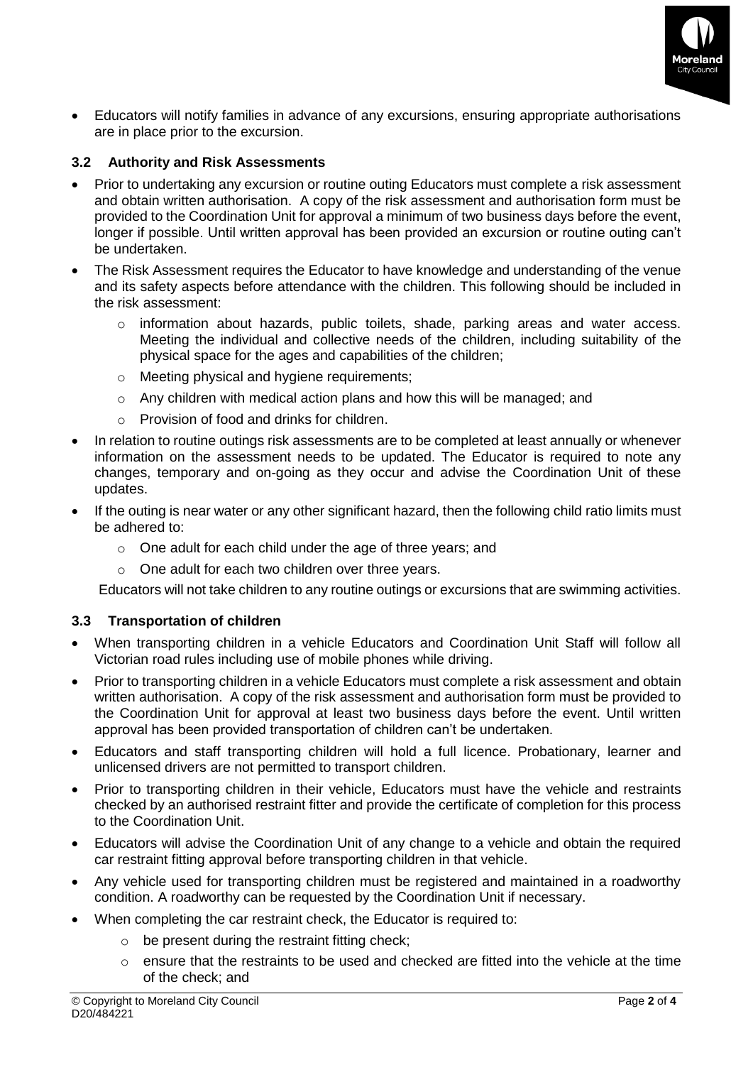- Educators will notify families in advance of any excursions, ensuring appropriate authorisations are in place prior to the excursion.

### 3.2 Authority and Risk Assessments

- Prior to undertaking any excursion or routine outing Educators must complete a risk assessment and obtain written authorisation. A copy of the risk assessment and authorisation form must be provided to the Coordination Unit for approval a minimum of two business days before the event, longer if possible. Until written approval has been provided an excursion or routine outing can't be undertaken.
- The Risk Assessment requires the Educator to have knowledge and understanding of the venue and its safety aspects before attendance with the children. This following should be included in the risk assessment:
  - information about hazards, public toilets, shade, parking areas and water access. Meeting the individual and collective needs of the children, including suitability of the physical space for the ages and capabilities of the children;
  - Meeting physical and hygiene requirements;
  - Any children with medical action plans and how this will be managed; and
  - Provision of food and drinks for children.
- In relation to routine outings risk assessments are to be completed at least annually or whenever information on the assessment needs to be updated. The Educator is required to note any changes, temporary and on-going as they occur and advise the Coordination Unit of these updates.
- If the outing is near water or any other significant hazard, then the following child ratio limits must be adhered to:
  - One adult for each child under the age of three years; and
  - One adult for each two children over three years.

  Educators will not take children to any routine outings or excursions that are swimming activities.

### 3.3 Transportation of children

- When transporting children in a vehicle Educators and Coordination Unit Staff will follow all Victorian road rules including use of mobile phones while driving.
- Prior to transporting children in a vehicle Educators must complete a risk assessment and obtain written authorisation. A copy of the risk assessment and authorisation form must be provided to the Coordination Unit for approval at least two business days before the event. Until written approval has been provided transportation of children can't be undertaken.
- Educators and staff transporting children will hold a full licence. Probationary, learner and unlicensed drivers are not permitted to transport children.
- Prior to transporting children in their vehicle, Educators must have the vehicle and restraints checked by an authorised restraint fitter and provide the certificate of completion for this process to the Coordination Unit.
- Educators will advise the Coordination Unit of any change to a vehicle and obtain the required car restraint fitting approval before transporting children in that vehicle.
- Any vehicle used for transporting children must be registered and maintained in a roadworthy condition. A roadworthy can be requested by the Coordination Unit if necessary.
- When completing the car restraint check, the Educator is required to:
  - be present during the restraint fitting check;
  - ensure that the restraints to be used and checked are fitted into the vehicle at the time of the check; and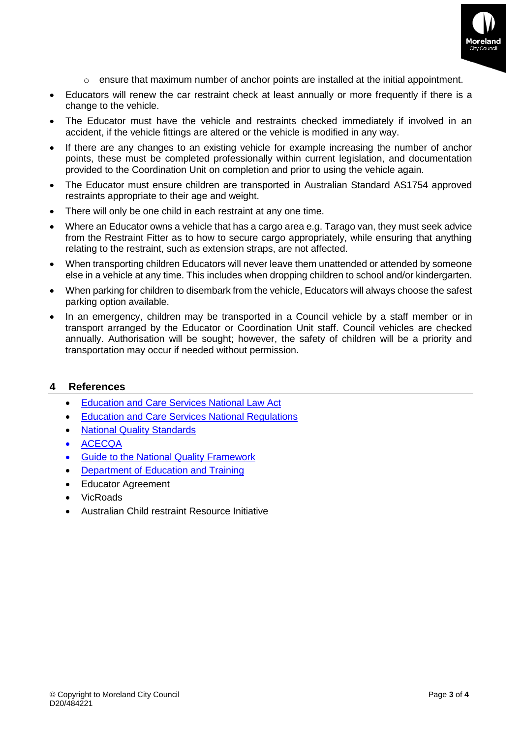- ensure that maximum number of anchor points are installed at the initial appointment.
- Educators will renew the car restraint check at least annually or more frequently if there is a change to the vehicle.
- The Educator must have the vehicle and restraints checked immediately if involved in an accident, if the vehicle fittings are altered or the vehicle is modified in any way.
- If there are any changes to an existing vehicle for example increasing the number of anchor points, these must be completed professionally within current legislation, and documentation provided to the Coordination Unit on completion and prior to using the vehicle again.
- The Educator must ensure children are transported in Australian Standard AS1754 approved restraints appropriate to their age and weight.
- There will only be one child in each restraint at any one time.
- Where an Educator owns a vehicle that has a cargo area e.g. Tarago van, they must seek advice from the Restraint Fitter as to how to secure cargo appropriately, while ensuring that anything relating to the restraint, such as extension straps, are not affected.
- When transporting children Educators will never leave them unattended or attended by someone else in a vehicle at any time. This includes when dropping children to school and/or kindergarten.
- When parking for children to disembark from the vehicle, Educators will always choose the safest parking option available.
- In an emergency, children may be transported in a Council vehicle by a staff member or in transport arranged by the Educator or Coordination Unit staff. Council vehicles are checked annually. Authorisation will be sought; however, the safety of children will be a priority and transportation may occur if needed without permission.

## 4 References

- Education and Care Services National Law Act
- Education and Care Services National Regulations
- National Quality Standards
- ACECQA
- Guide to the National Quality Framework
- Department of Education and Training
- Educator Agreement
- VicRoads
- Australian Child restraint Resource Initiative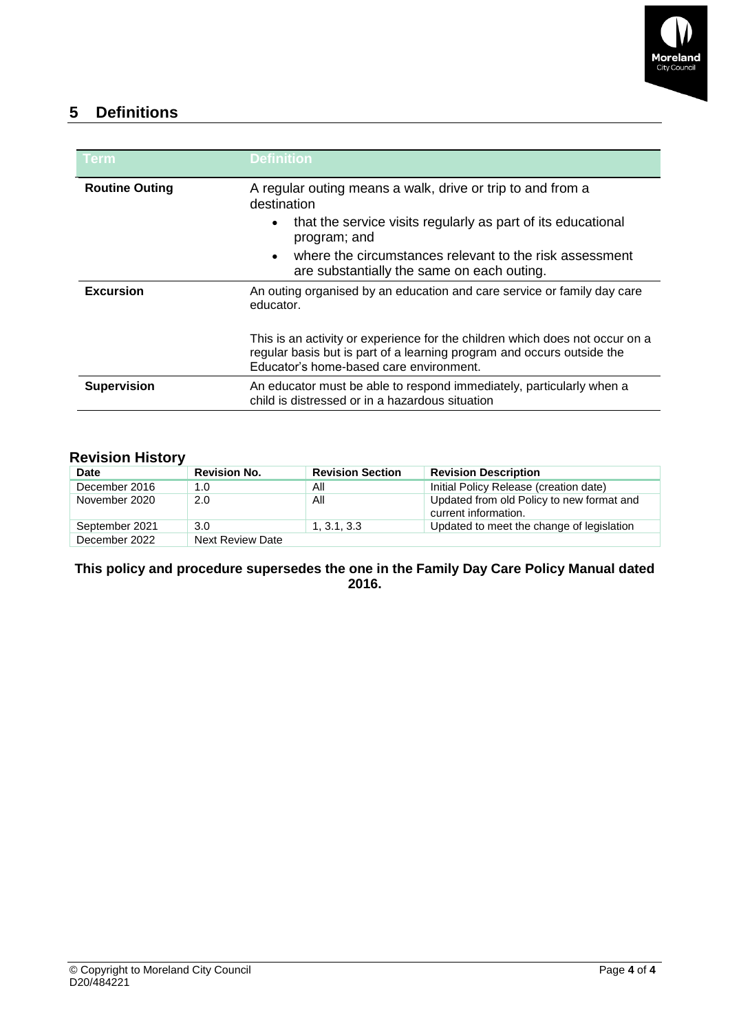## 5 Definitions

| Term | Definition |
|---|---|
| **Routine Outing** | A regular outing means a walk, drive or trip to and from a destination<br>• that the service visits regularly as part of its educational program; and<br>• where the circumstances relevant to the risk assessment are substantially the same on each outing. |
| **Excursion** | An outing organised by an education and care service or family day care educator.<br><br>This is an activity or experience for the children which does not occur on a regular basis but is part of a learning program and occurs outside the Educator's home-based care environment. |
| **Supervision** | An educator must be able to respond immediately, particularly when a child is distressed or in a hazardous situation |

### Revision History

| Date | Revision No. | Revision Section | Revision Description |
|---|---|---|---|
| December 2016 | 1.0 | All | Initial Policy Release (creation date) |
| November 2020 | 2.0 | All | Updated from old Policy to new format and current information. |
| September 2021 | 3.0 | 1, 3.1, 3.3 | Updated to meet the change of legislation |
| December 2022 | Next Review Date | | |

**This policy and procedure supersedes the one in the Family Day Care Policy Manual dated 2016.**

© Copyright to Moreland City Council
D20/484221